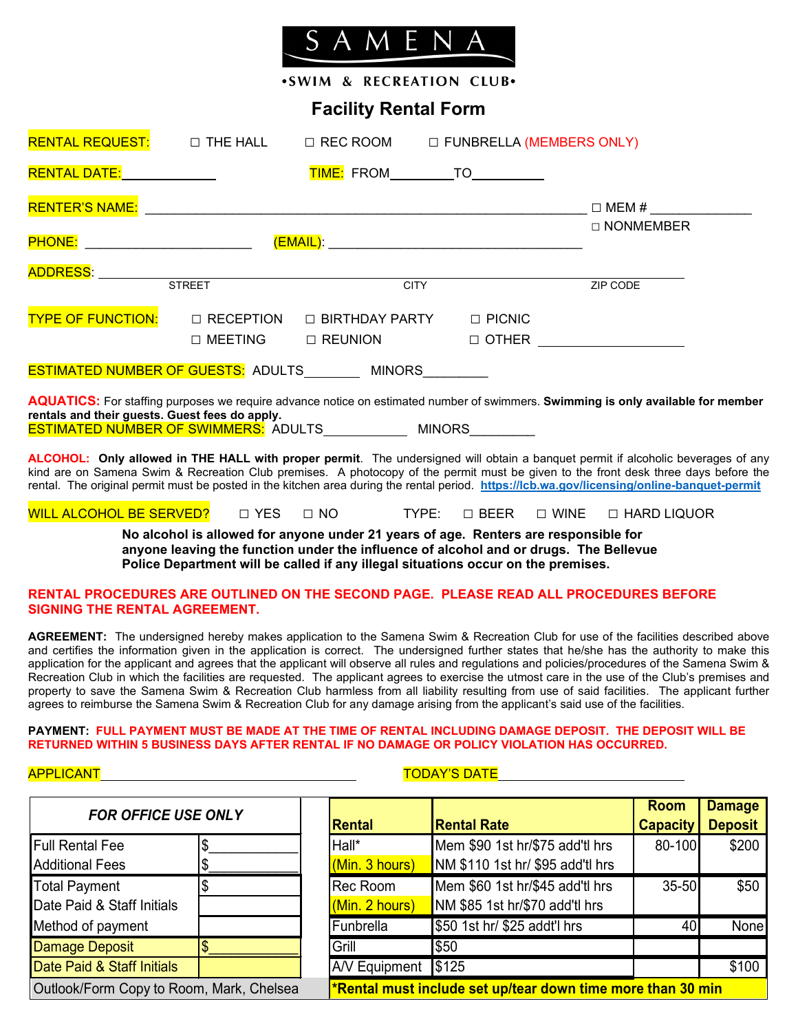# SAMENA

**•SWIM & RECREATION CLUB•**

## Facility Rental Form

RENTAL REQUEST: ☐ THE HALL ☐ REC ROOM ☐ FUNBRELLA (MEMBERS ONLY)

RENTAL DATE:____________ TIME: FROM________TO__________

RENTER'S NAME: ________________________________________________ ☐ MEM # _____________

☐ NONMEMBER

PHONE: ______________________ (EMAIL): __________________________________

ADDRESS: ____________________________________________________________
STREET CITY ZIP CODE

TYPE OF FUNCTION: ☐ RECEPTION ☐ BIRTHDAY PARTY ☐ PICNIC
☐ MEETING ☐ REUNION ☐ OTHER __________________

ESTIMATED NUMBER OF GUESTS: ADULTS________ MINORS_________

**AQUATICS:** For staffing purposes we require advance notice on estimated number of swimmers. **Swimming is only available for member rentals and their guests. Guest fees do apply.**
ESTIMATED NUMBER OF SWIMMERS: ADULTS___________ MINORS_________

**ALCOHOL:** **Only allowed in THE HALL with proper permit**. The undersigned will obtain a banquet permit if alcoholic beverages of any kind are on Samena Swim & Recreation Club premises. A photocopy of the permit must be given to the front desk three days before the rental. The original permit must be posted in the kitchen area during the rental period. https://lcb.wa.gov/licensing/online-banquet-permit

WILL ALCOHOL BE SERVED? ☐ YES ☐ NO TYPE: ☐ BEER ☐ WINE ☐ HARD LIQUOR

**No alcohol is allowed for anyone under 21 years of age. Renters are responsible for anyone leaving the function under the influence of alcohol and or drugs. The Bellevue Police Department will be called if any illegal situations occur on the premises.**

**RENTAL PROCEDURES ARE OUTLINED ON THE SECOND PAGE. PLEASE READ ALL PROCEDURES BEFORE SIGNING THE RENTAL AGREEMENT.**

**AGREEMENT:** The undersigned hereby makes application to the Samena Swim & Recreation Club for use of the facilities described above and certifies the information given in the application is correct. The undersigned further states that he/she has the authority to make this application for the applicant and agrees that the applicant will observe all rules and regulations and policies/procedures of the Samena Swim & Recreation Club in which the facilities are requested. The applicant agrees to exercise the utmost care in the use of the Club's premises and property to save the Samena Swim & Recreation Club harmless from all liability resulting from use of said facilities. The applicant further agrees to reimburse the Samena Swim & Recreation Club for any damage arising from the applicant's said use of the facilities.

**PAYMENT: FULL PAYMENT MUST BE MADE AT THE TIME OF RENTAL INCLUDING DAMAGE DEPOSIT. THE DEPOSIT WILL BE RETURNED WITHIN 5 BUSINESS DAYS AFTER RENTAL IF NO DAMAGE OR POLICY VIOLATION HAS OCCURRED.**

APPLICANT________________________________ TODAY'S DATE______________________

| *FOR OFFICE USE ONLY* | |
|---|---|
| Full Rental Fee | $___________ |
| Additional Fees | $___________ |
| Total Payment | $ |
| Date Paid & Staff Initials | |
| Method of payment | |
| Damage Deposit | $___________ |
| Date Paid & Staff Initials | |
| Outlook/Form Copy to Room, Mark, Chelsea | |

| Rental | Rental Rate | Room Capacity | Damage Deposit |
|---|---|---|---|
| Hall* (Min. 3 hours) | Mem $90 1st hr/$75 add'tl hrs<br>NM $110 1st hr/ $95 add'tl hrs | 80-100 | $200 |
| Rec Room (Min. 2 hours) | Mem $60 1st hr/$45 add'tl hrs<br>NM $85 1st hr/$70 add'tl hrs | 35-50 | $50 |
| Funbrella | $50 1st hr/ $25 addt'l hrs | 40 | None |
| Grill | $50 | | |
| A/V Equipment | $125 | | $100 |

***Rental must include set up/tear down time more than 30 min**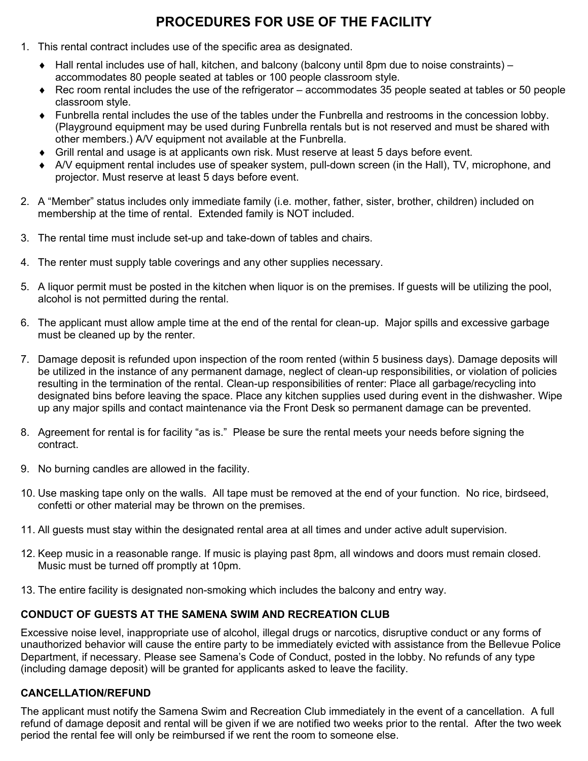# PROCEDURES FOR USE OF THE FACILITY

1. This rental contract includes use of the specific area as designated.
   - Hall rental includes use of hall, kitchen, and balcony (balcony until 8pm due to noise constraints) – accommodates 80 people seated at tables or 100 people classroom style.
   - Rec room rental includes the use of the refrigerator – accommodates 35 people seated at tables or 50 people classroom style.
   - Funbrella rental includes the use of the tables under the Funbrella and restrooms in the concession lobby. (Playground equipment may be used during Funbrella rentals but is not reserved and must be shared with other members.) A/V equipment not available at the Funbrella.
   - Grill rental and usage is at applicants own risk. Must reserve at least 5 days before event.
   - A/V equipment rental includes use of speaker system, pull-down screen (in the Hall), TV, microphone, and projector. Must reserve at least 5 days before event.

2. A "Member" status includes only immediate family (i.e. mother, father, sister, brother, children) included on membership at the time of rental. Extended family is NOT included.

3. The rental time must include set-up and take-down of tables and chairs.

4. The renter must supply table coverings and any other supplies necessary.

5. A liquor permit must be posted in the kitchen when liquor is on the premises. If guests will be utilizing the pool, alcohol is not permitted during the rental.

6. The applicant must allow ample time at the end of the rental for clean-up. Major spills and excessive garbage must be cleaned up by the renter.

7. Damage deposit is refunded upon inspection of the room rented (within 5 business days). Damage deposits will be utilized in the instance of any permanent damage, neglect of clean-up responsibilities, or violation of policies resulting in the termination of the rental. Clean-up responsibilities of renter: Place all garbage/recycling into designated bins before leaving the space. Place any kitchen supplies used during event in the dishwasher. Wipe up any major spills and contact maintenance via the Front Desk so permanent damage can be prevented.

8. Agreement for rental is for facility "as is." Please be sure the rental meets your needs before signing the contract.

9. No burning candles are allowed in the facility.

10. Use masking tape only on the walls. All tape must be removed at the end of your function. No rice, birdseed, confetti or other material may be thrown on the premises.

11. All guests must stay within the designated rental area at all times and under active adult supervision.

12. Keep music in a reasonable range. If music is playing past 8pm, all windows and doors must remain closed. Music must be turned off promptly at 10pm.

13. The entire facility is designated non-smoking which includes the balcony and entry way.

## CONDUCT OF GUESTS AT THE SAMENA SWIM AND RECREATION CLUB

Excessive noise level, inappropriate use of alcohol, illegal drugs or narcotics, disruptive conduct or any forms of unauthorized behavior will cause the entire party to be immediately evicted with assistance from the Bellevue Police Department, if necessary. Please see Samena's Code of Conduct, posted in the lobby. No refunds of any type (including damage deposit) will be granted for applicants asked to leave the facility.

## CANCELLATION/REFUND

The applicant must notify the Samena Swim and Recreation Club immediately in the event of a cancellation. A full refund of damage deposit and rental will be given if we are notified two weeks prior to the rental. After the two week period the rental fee will only be reimbursed if we rent the room to someone else.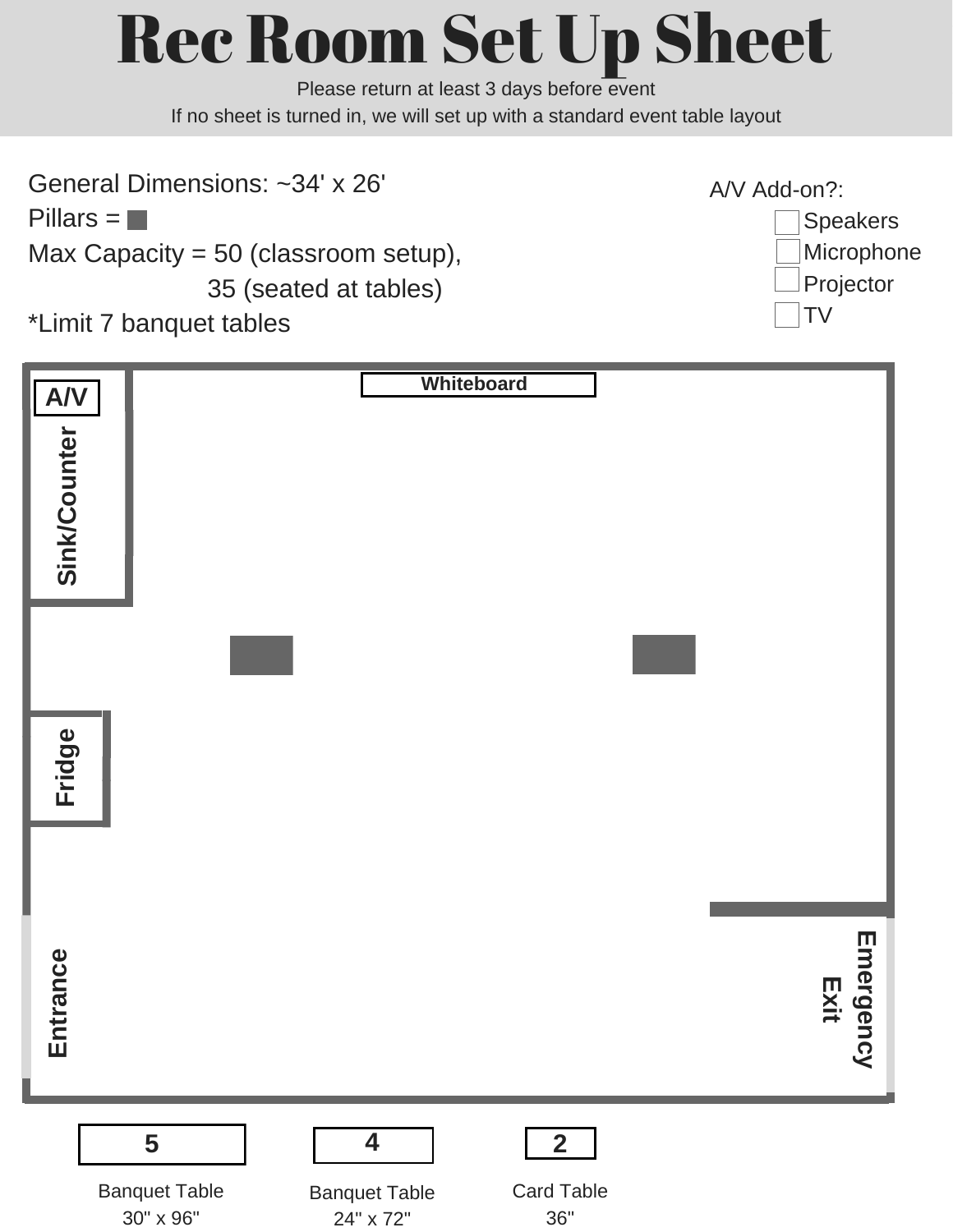# Rec Room Set Up Sheet

Please return at least 3 days before event

If no sheet is turned in, we will set up with a standard event table layout

General Dimensions: ~34' x 26'

Pillars = ■

Max Capacity = 50 (classroom setup),
35 (seated at tables)

*Limit 7 banquet tables

A/V Add-on?:

- ☐ Speakers
- ☐ Microphone
- ☐ Projector
- ☐ TV

A/V

Whiteboard

Sink/Counter

Fridge

Entrance

Emergency Exit

| 5 | 4 | 2 |
|---|---|---|
| Banquet Table 30" x 96" | Banquet Table 24" x 72" | Card Table 36" |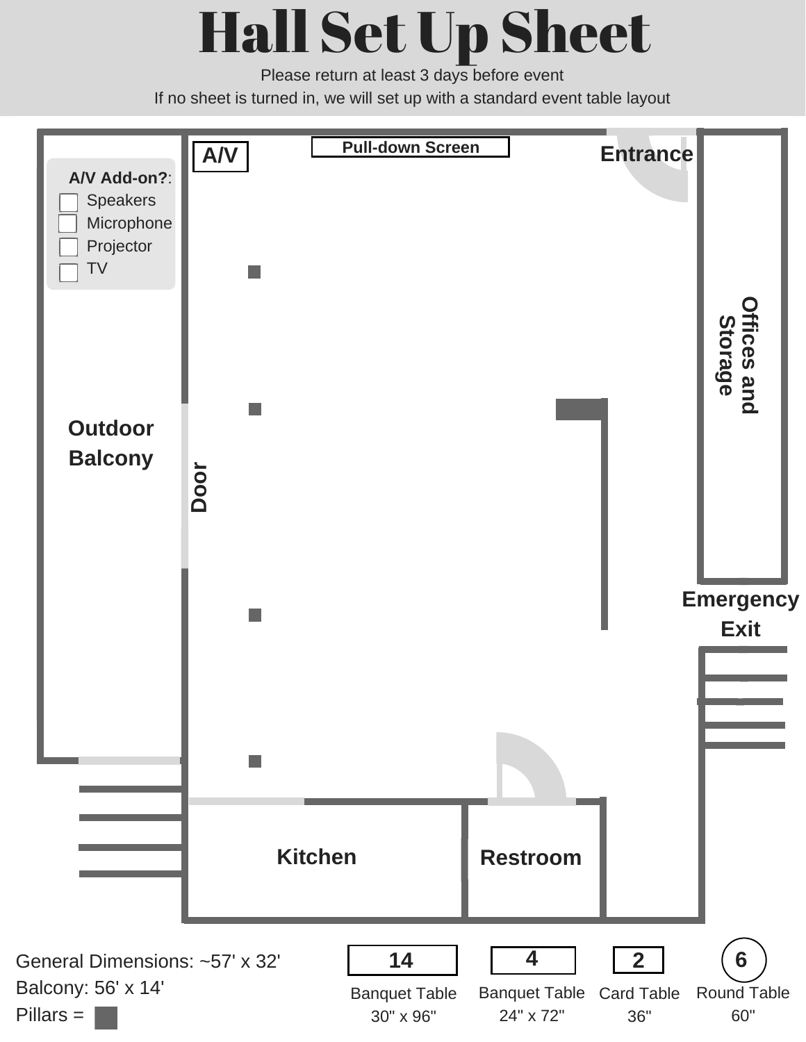# Hall Set Up Sheet

Please return at least 3 days before event

If no sheet is turned in, we will set up with a standard event table layout

A/V

Pull-down Screen

Entrance

**A/V Add-on?**:

- [ ] Speakers
- [ ] Microphone
- [ ] Projector
- [ ] TV

Offices and Storage

Outdoor Balcony

Door

Emergency Exit

Kitchen

Restroom

General Dimensions: ~57' x 32'

Balcony: 56' x 14'

Pillars =

| | | | |
|---|---|---|---|
| 14 | 4 | 2 | 6 |
| Banquet Table 30" x 96" | Banquet Table 24" x 72" | Card Table 36" | Round Table 60" |